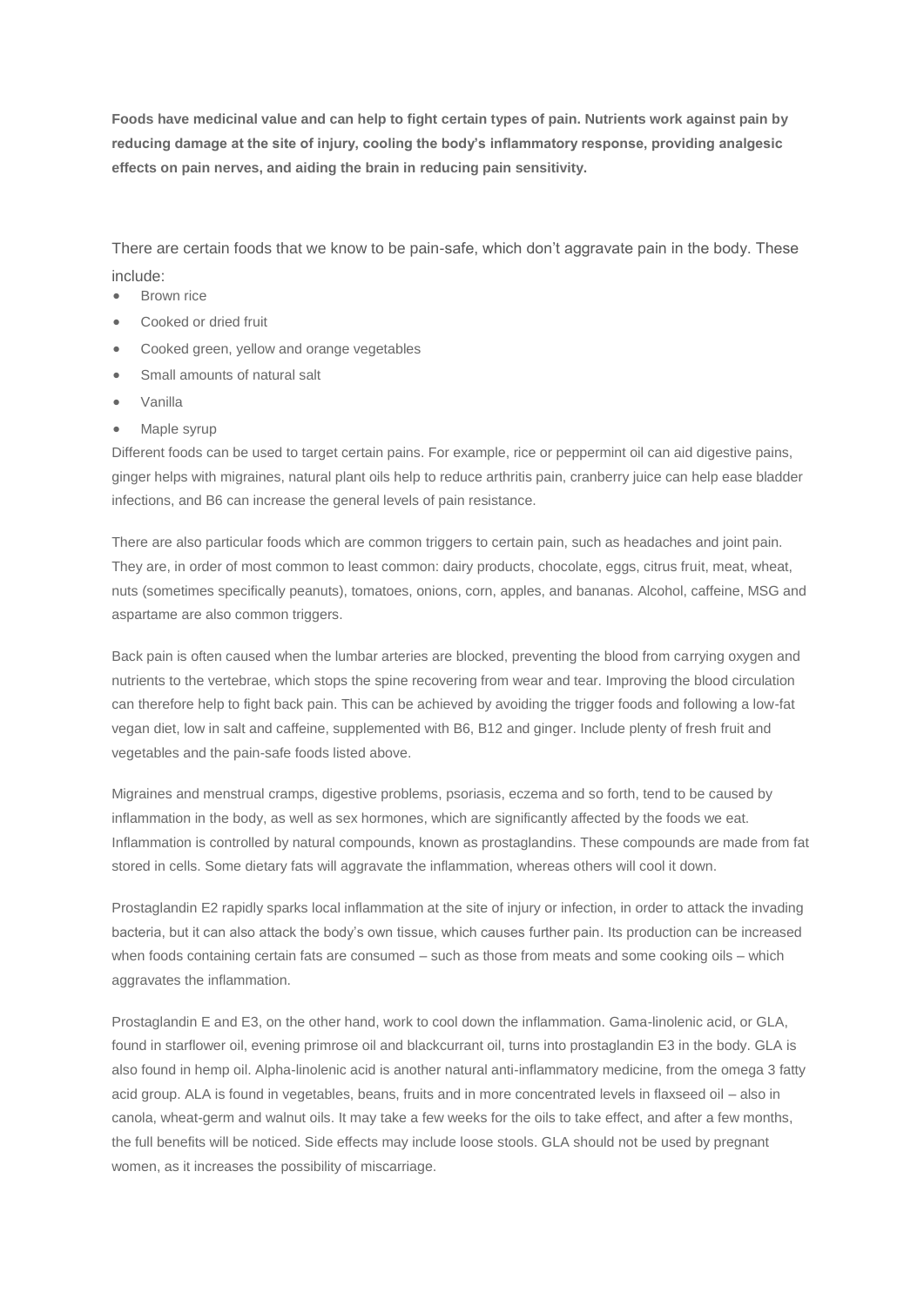**Foods have medicinal value and can help to fight certain types of pain. Nutrients work against pain by reducing damage at the site of injury, cooling the body's inflammatory response, providing analgesic effects on pain nerves, and aiding the brain in reducing pain sensitivity.**

There are certain foods that we know to be pain-safe, which don't aggravate pain in the body. These include:

- Brown rice
- Cooked or dried fruit
- Cooked green, yellow and orange vegetables
- Small amounts of natural salt
- Vanilla
- Maple syrup

Different foods can be used to target certain pains. For example, rice or peppermint oil can aid digestive pains, ginger helps with migraines, natural plant oils help to reduce arthritis pain, cranberry juice can help ease bladder infections, and B6 can increase the general levels of pain resistance.

There are also particular foods which are common triggers to certain pain, such as headaches and joint pain. They are, in order of most common to least common: dairy products, chocolate, eggs, citrus fruit, meat, wheat, nuts (sometimes specifically peanuts), tomatoes, onions, corn, apples, and bananas. Alcohol, caffeine, MSG and aspartame are also common triggers.

Back pain is often caused when the lumbar arteries are blocked, preventing the blood from carrying oxygen and nutrients to the vertebrae, which stops the spine recovering from wear and tear. Improving the blood circulation can therefore help to fight back pain. This can be achieved by avoiding the trigger foods and following a low-fat vegan diet, low in salt and caffeine, supplemented with B6, B12 and ginger. Include plenty of fresh fruit and vegetables and the pain-safe foods listed above.

Migraines and menstrual cramps, digestive problems, psoriasis, eczema and so forth, tend to be caused by inflammation in the body, as well as sex hormones, which are significantly affected by the foods we eat. Inflammation is controlled by natural compounds, known as prostaglandins. These compounds are made from fat stored in cells. Some dietary fats will aggravate the inflammation, whereas others will cool it down.

Prostaglandin E2 rapidly sparks local inflammation at the site of injury or infection, in order to attack the invading bacteria, but it can also attack the body's own tissue, which causes further pain. Its production can be increased when foods containing certain fats are consumed – such as those from meats and some cooking oils – which aggravates the inflammation.

Prostaglandin E and E3, on the other hand, work to cool down the inflammation. Gama-linolenic acid, or GLA, found in starflower oil, evening primrose oil and blackcurrant oil, turns into prostaglandin E3 in the body. GLA is also found in hemp oil. Alpha-linolenic acid is another natural anti-inflammatory medicine, from the omega 3 fatty acid group. ALA is found in vegetables, beans, fruits and in more concentrated levels in flaxseed oil – also in canola, wheat-germ and walnut oils. It may take a few weeks for the oils to take effect, and after a few months, the full benefits will be noticed. Side effects may include loose stools. GLA should not be used by pregnant women, as it increases the possibility of miscarriage.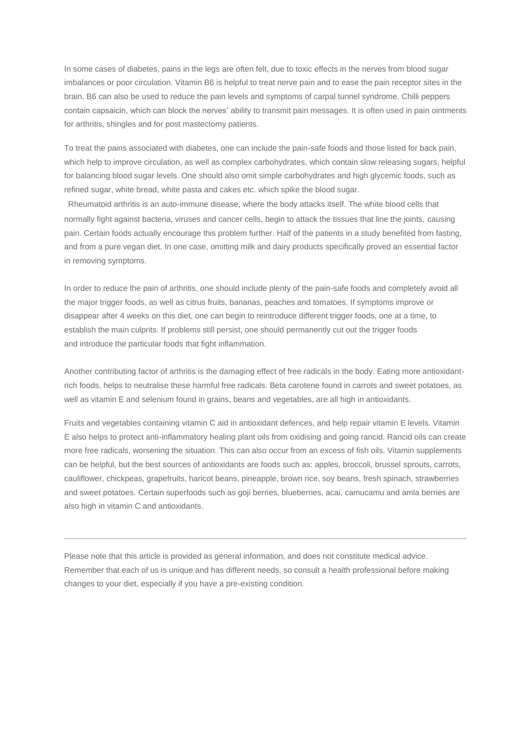In some cases of diabetes, pains in the legs are often felt, due to toxic effects in the nerves from blood sugar imbalances or poor circulation. Vitamin B6 is helpful to treat nerve pain and to ease the pain receptor sites in the brain. B6 can also be used to reduce the pain levels and symptoms of carpal tunnel syndrome. Chilli peppers contain capsaicin, which can block the nerves' ability to transmit pain messages. It is often used in pain ointments for arthritis, shingles and for post mastectomy patients.

To treat the pains associated with diabetes, one can include the pain-safe foods and those listed for back pain, which help to improve circulation, as well as complex carbohydrates, which contain slow releasing sugars, helpful for balancing blood sugar levels. One should also omit simple carbohydrates and high glycemic foods, such as refined sugar, white bread, white pasta and cakes etc. which spike the blood sugar.

Rheumatoid arthritis is an auto-immune disease, where the body attacks itself. The white blood cells that normally fight against bacteria, viruses and cancer cells, begin to attack the tissues that line the joints, causing pain. Certain foods actually encourage this problem further. Half of the patients in a study benefited from fasting, and from a pure vegan diet. In one case, omitting milk and dairy products specifically proved an essential factor in removing symptoms.

In order to reduce the pain of arthritis, one should include plenty of the pain-safe foods and completely avoid all the major trigger foods, as well as citrus fruits, bananas, peaches and tomatoes. If symptoms improve or disappear after 4 weeks on this diet, one can begin to reintroduce different trigger foods, one at a time, to establish the main culprits. If problems still persist, one should permanently cut out the trigger foods and introduce the particular foods that fight inflammation.

Another contributing factor of arthritis is the damaging effect of free radicals in the body. Eating more antioxidant-rich foods, helps to neutralise these harmful free radicals. Beta carotene found in carrots and sweet potatoes, as well as vitamin E and selenium found in grains, beans and vegetables, are all high in antioxidants.

Fruits and vegetables containing vitamin C aid in antioxidant defences, and help repair vitamin E levels. Vitamin E also helps to protect anti-inflammatory healing plant oils from oxidising and going rancid. Rancid oils can create more free radicals, worsening the situation. This can also occur from an excess of fish oils. Vitamin supplements can be helpful, but the best sources of antioxidants are foods such as: apples, broccoli, brussel sprouts, carrots, cauliflower, chickpeas, grapefruits, haricot beans, pineapple, brown rice, soy beans, fresh spinach, strawberries and sweet potatoes. Certain superfoods such as goji berries, blueberries, acai, camucamu and amla berries are also high in vitamin C and antioxidants.

---

Please note that this article is provided as general information, and does not constitute medical advice. Remember that each of us is unique and has different needs, so consult a health professional before making changes to your diet, especially if you have a pre-existing condition.